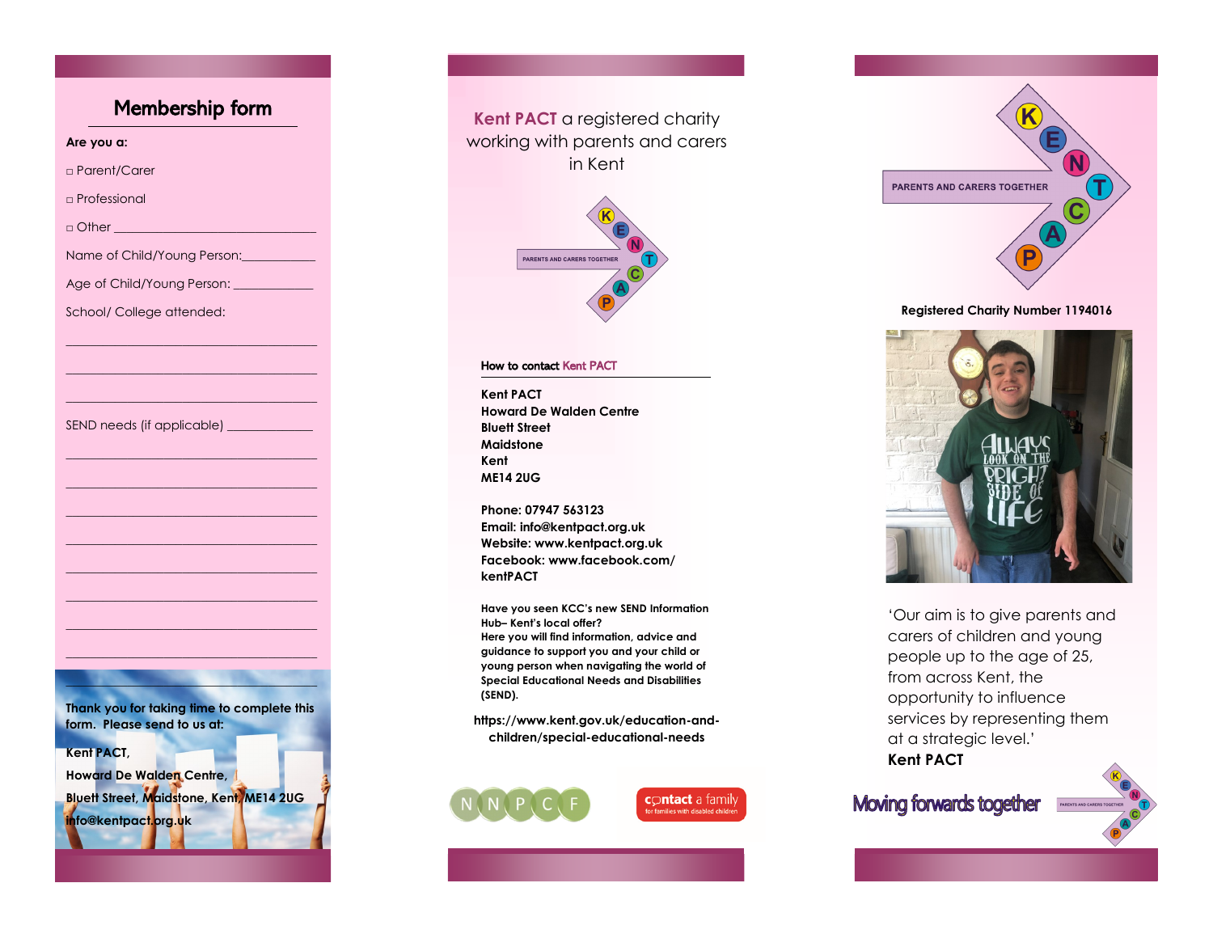## Membership form

**Are you a:**

□ Parent/Carer

□ Professional

□ Other ____________________________

Name of Child/Young Person:___________

Age of Child/Young Person: ____________

School/ College attended:

____________________________________

____________________________________

____________________________________

SEND needs (if applicable) _____________

____________________________________

____________________________________

____________________________________

____________________________________

____________________________________

____________________________________

____________________________________

____________________________________

____________________________________

**Thank you for taking time to complete this form. Please send to us at:**

**Kent PACT,**

**Howard De Walden Centre,**

**Bluett Street, Maidstone, Kent, ME14 2UG**

**info@kentpact.org.uk**

---

**Kent PACT** a registered charity working with parents and carers in Kent

KENT PACT — PARENTS AND CARERS TOGETHER

### How to contact Kent PACT

**Kent PACT**
**Howard De Walden Centre**
**Bluett Street**
**Maidstone**
**Kent**
**ME14 2UG**

**Phone: 07947 563123**
**Email: info@kentpact.org.uk**
**Website: www.kentpact.org.uk**
**Facebook: www.facebook.com/kentPACT**

**Have you seen KCC's new SEND Information Hub– Kent's local offer?**
**Here you will find information, advice and guidance to support you and your child or young person when navigating the world of Special Educational Needs and Disabilities (SEND).**

**https://www.kent.gov.uk/education-and-children/special-educational-needs**

NNPCF

contact a family — for families with disabled children

---

KENT PACT — PARENTS AND CARERS TOGETHER

**Registered Charity Number 1194016**

'Our aim is to give parents and carers of children and young people up to the age of 25, from across Kent, the opportunity to influence services by representing them at a strategic level.'

**Kent PACT**

Moving forwards together

KENT PACT — PARENTS AND CARERS TOGETHER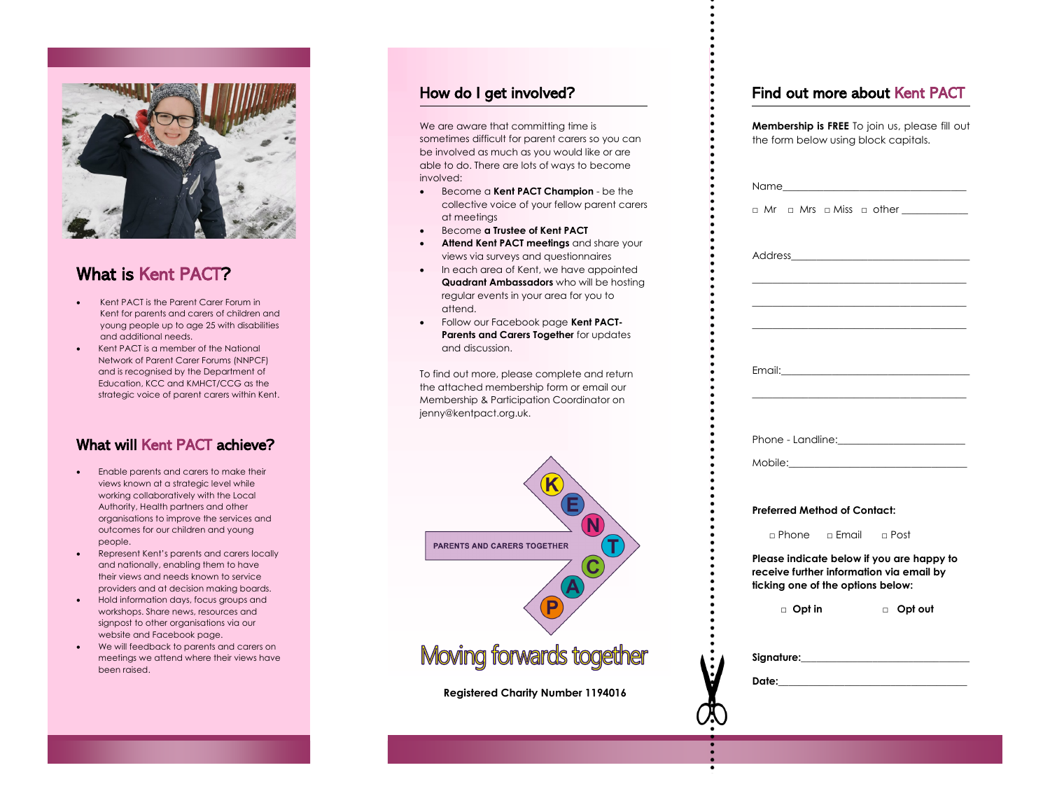## What is Kent PACT?

- Kent PACT is the Parent Carer Forum in Kent for parents and carers of children and young people up to age 25 with disabilities and additional needs.
- Kent PACT is a member of the National Network of Parent Carer Forums (NNPCF) and is recognised by the Department of Education, KCC and KMHCT/CCG as the strategic voice of parent carers within Kent.

## What will Kent PACT achieve?

- Enable parents and carers to make their views known at a strategic level while working collaboratively with the Local Authority, Health partners and other organisations to improve the services and outcomes for our children and young people.
- Represent Kent's parents and carers locally and nationally, enabling them to have their views and needs known to service providers and at decision making boards.
- Hold information days, focus groups and workshops. Share news, resources and signpost to other organisations via our website and Facebook page.
- We will feedback to parents and carers on meetings we attend where their views have been raised.

## How do I get involved?

We are aware that committing time is sometimes difficult for parent carers so you can be involved as much as you would like or are able to do. There are lots of ways to become involved:

- Become a **Kent PACT Champion** - be the collective voice of your fellow parent carers at meetings
- Become **a Trustee of Kent PACT**
- **Attend Kent PACT meetings** and share your views via surveys and questionnaires
- In each area of Kent, we have appointed **Quadrant Ambassadors** who will be hosting regular events in your area for you to attend.
- Follow our Facebook page **Kent PACT-Parents and Carers Together** for updates and discussion.

To find out more, please complete and return the attached membership form or email our Membership & Participation Coordinator on jenny@kentpact.org.uk.

PARENTS AND CARERS TOGETHER

K E N T C A P

Moving forwards together

**Registered Charity Number 1194016**

## Find out more about Kent PACT

**Membership is FREE** To join us, please fill out the form below using block capitals.

Name\_\_\_\_\_\_\_\_\_\_\_\_\_\_\_\_\_\_\_\_\_\_\_\_\_\_\_\_\_\_\_\_\_\_

□ Mr □ Mrs □ Miss □ other \_\_\_\_\_\_\_\_\_\_\_\_

Address\_\_\_\_\_\_\_\_\_\_\_\_\_\_\_\_\_\_\_\_\_\_\_\_\_\_\_\_\_\_\_\_\_\_

\_\_\_\_\_\_\_\_\_\_\_\_\_\_\_\_\_\_\_\_\_\_\_\_\_\_\_\_\_\_\_\_\_\_\_\_\_\_\_\_

\_\_\_\_\_\_\_\_\_\_\_\_\_\_\_\_\_\_\_\_\_\_\_\_\_\_\_\_\_\_\_\_\_\_\_\_\_\_\_\_

\_\_\_\_\_\_\_\_\_\_\_\_\_\_\_\_\_\_\_\_\_\_\_\_\_\_\_\_\_\_\_\_\_\_\_\_\_\_\_\_

Email:\_\_\_\_\_\_\_\_\_\_\_\_\_\_\_\_\_\_\_\_\_\_\_\_\_\_\_\_\_\_\_\_\_\_

\_\_\_\_\_\_\_\_\_\_\_\_\_\_\_\_\_\_\_\_\_\_\_\_\_\_\_\_\_\_\_\_\_\_\_\_\_\_\_\_

Phone - Landline:\_\_\_\_\_\_\_\_\_\_\_\_\_\_\_\_\_\_\_\_\_\_\_\_

Mobile:\_\_\_\_\_\_\_\_\_\_\_\_\_\_\_\_\_\_\_\_\_\_\_\_\_\_\_\_\_\_\_\_\_\_

**Preferred Method of Contact:**

□ Phone □ Email □ Post

**Please indicate below if you are happy to receive further information via email by ticking one of the options below:**

□ **Opt in** □ **Opt out**

**Signature:**\_\_\_\_\_\_\_\_\_\_\_\_\_\_\_\_\_\_\_\_\_\_\_\_\_\_\_\_\_\_\_\_

**Date:**\_\_\_\_\_\_\_\_\_\_\_\_\_\_\_\_\_\_\_\_\_\_\_\_\_\_\_\_\_\_\_\_\_\_\_\_